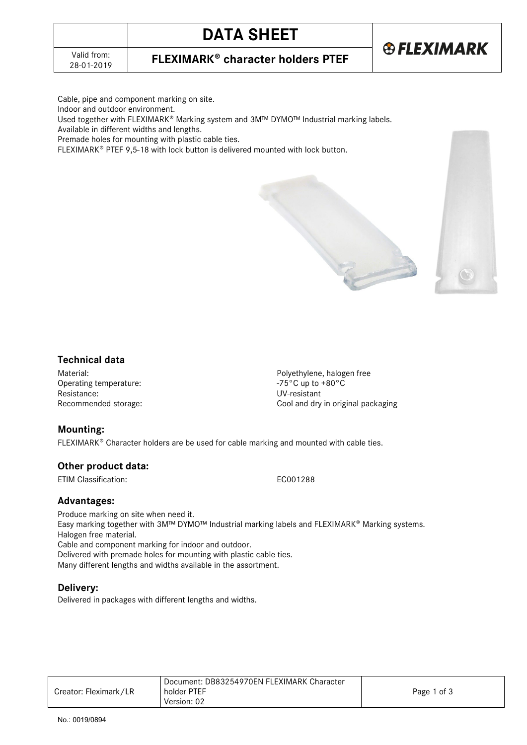# DATA SHEET

Valid from: 28-01-2019

## FLEXIMARK® character holders PTEF

Cable, pipe and component marking on site.
Indoor and outdoor environment.
Used together with FLEXIMARK® Marking system and 3M™ DYMO™ Industrial marking labels.
Available in different widths and lengths.
Premade holes for mounting with plastic cable ties.
FLEXIMARK® PTEF 9,5-18 with lock button is delivered mounted with lock button.

### Technical data

| | |
|---|---|
| Material: | Polyethylene, halogen free |
| Operating temperature: | -75°C up to +80°C |
| Resistance: | UV-resistant |
| Recommended storage: | Cool and dry in original packaging |

### Mounting:

FLEXIMARK® Character holders are be used for cable marking and mounted with cable ties.

### Other product data:

ETIM Classification: EC001288

### Advantages:

Produce marking on site when need it.
Easy marking together with 3M™ DYMO™ Industrial marking labels and FLEXIMARK® Marking systems.
Halogen free material.
Cable and component marking for indoor and outdoor.
Delivered with premade holes for mounting with plastic cable ties.
Many different lengths and widths available in the assortment.

### Delivery:

Delivered in packages with different lengths and widths.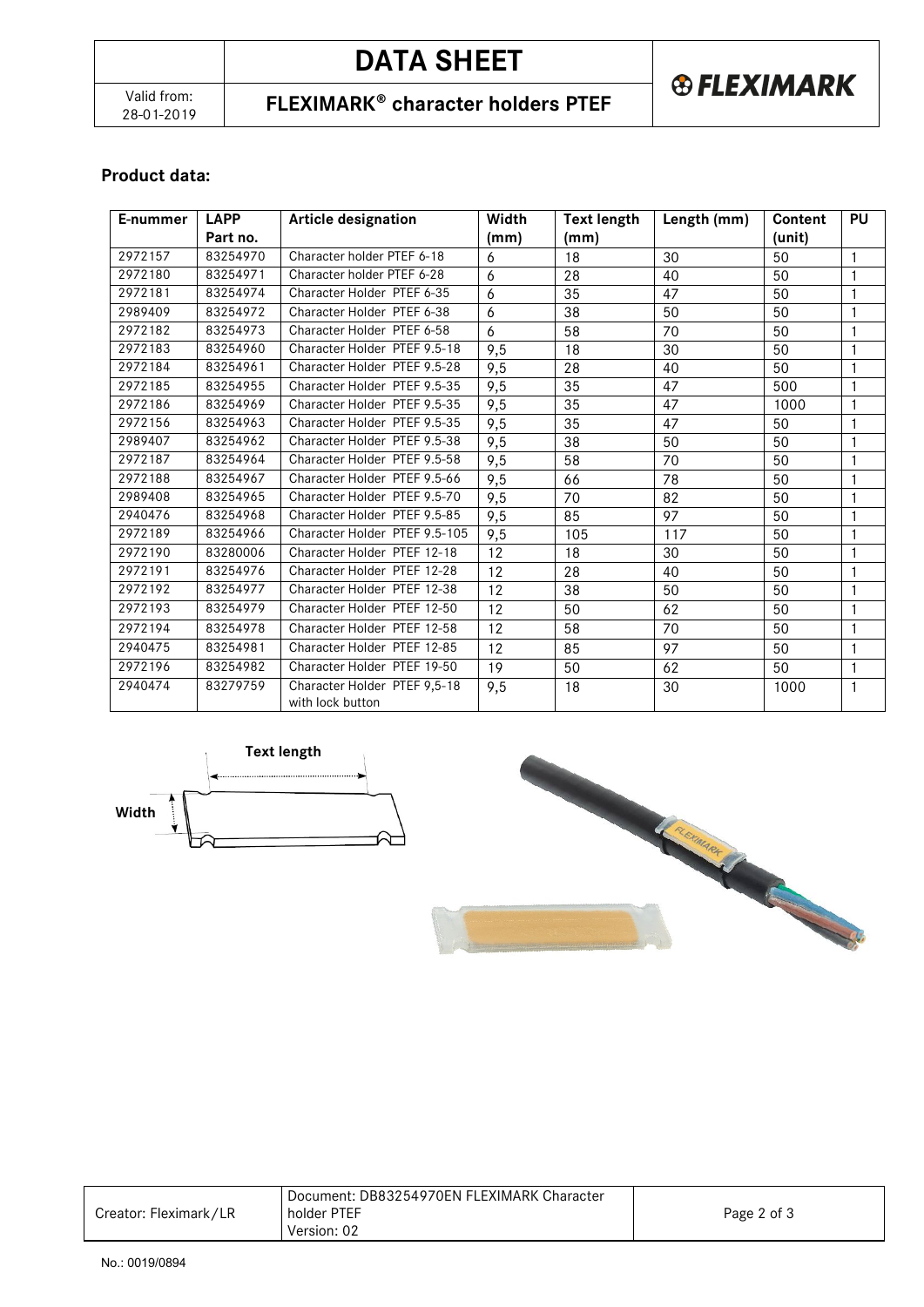## Product data:

| E-nummer | LAPP Part no. | Article designation | Width (mm) | Text length (mm) | Length (mm) | Content (unit) | PU |
|---|---|---|---|---|---|---|---|
| 2972157 | 83254970 | Character holder PTEF 6-18 | 6 | 18 | 30 | 50 | 1 |
| 2972180 | 83254971 | Character holder PTEF 6-28 | 6 | 28 | 40 | 50 | 1 |
| 2972181 | 83254974 | Character Holder PTEF 6-35 | 6 | 35 | 47 | 50 | 1 |
| 2989409 | 83254972 | Character Holder PTEF 6-38 | 6 | 38 | 50 | 50 | 1 |
| 2972182 | 83254973 | Character Holder PTEF 6-58 | 6 | 58 | 70 | 50 | 1 |
| 2972183 | 83254960 | Character Holder PTEF 9.5-18 | 9,5 | 18 | 30 | 50 | 1 |
| 2972184 | 83254961 | Character Holder PTEF 9.5-28 | 9,5 | 28 | 40 | 50 | 1 |
| 2972185 | 83254955 | Character Holder PTEF 9.5-35 | 9,5 | 35 | 47 | 500 | 1 |
| 2972186 | 83254969 | Character Holder PTEF 9.5-35 | 9,5 | 35 | 47 | 1000 | 1 |
| 2972156 | 83254963 | Character Holder PTEF 9.5-35 | 9,5 | 35 | 47 | 50 | 1 |
| 2989407 | 83254962 | Character Holder PTEF 9.5-38 | 9,5 | 38 | 50 | 50 | 1 |
| 2972187 | 83254964 | Character Holder PTEF 9.5-58 | 9,5 | 58 | 70 | 50 | 1 |
| 2972188 | 83254967 | Character Holder PTEF 9.5-66 | 9,5 | 66 | 78 | 50 | 1 |
| 2989408 | 83254965 | Character Holder PTEF 9.5-70 | 9,5 | 70 | 82 | 50 | 1 |
| 2940476 | 83254968 | Character Holder PTEF 9.5-85 | 9,5 | 85 | 97 | 50 | 1 |
| 2972189 | 83254966 | Character Holder PTEF 9.5-105 | 9,5 | 105 | 117 | 50 | 1 |
| 2972190 | 83280006 | Character Holder PTEF 12-18 | 12 | 18 | 30 | 50 | 1 |
| 2972191 | 83254976 | Character Holder PTEF 12-28 | 12 | 28 | 40 | 50 | 1 |
| 2972192 | 83254977 | Character Holder PTEF 12-38 | 12 | 38 | 50 | 50 | 1 |
| 2972193 | 83254979 | Character Holder PTEF 12-50 | 12 | 50 | 62 | 50 | 1 |
| 2972194 | 83254978 | Character Holder PTEF 12-58 | 12 | 58 | 70 | 50 | 1 |
| 2940475 | 83254981 | Character Holder PTEF 12-85 | 12 | 85 | 97 | 50 | 1 |
| 2972196 | 83254982 | Character Holder PTEF 19-50 | 19 | 50 | 62 | 50 | 1 |
| 2940474 | 83279759 | Character Holder PTEF 9,5-18 with lock button | 9,5 | 18 | 30 | 1000 | 1 |

Text length

Width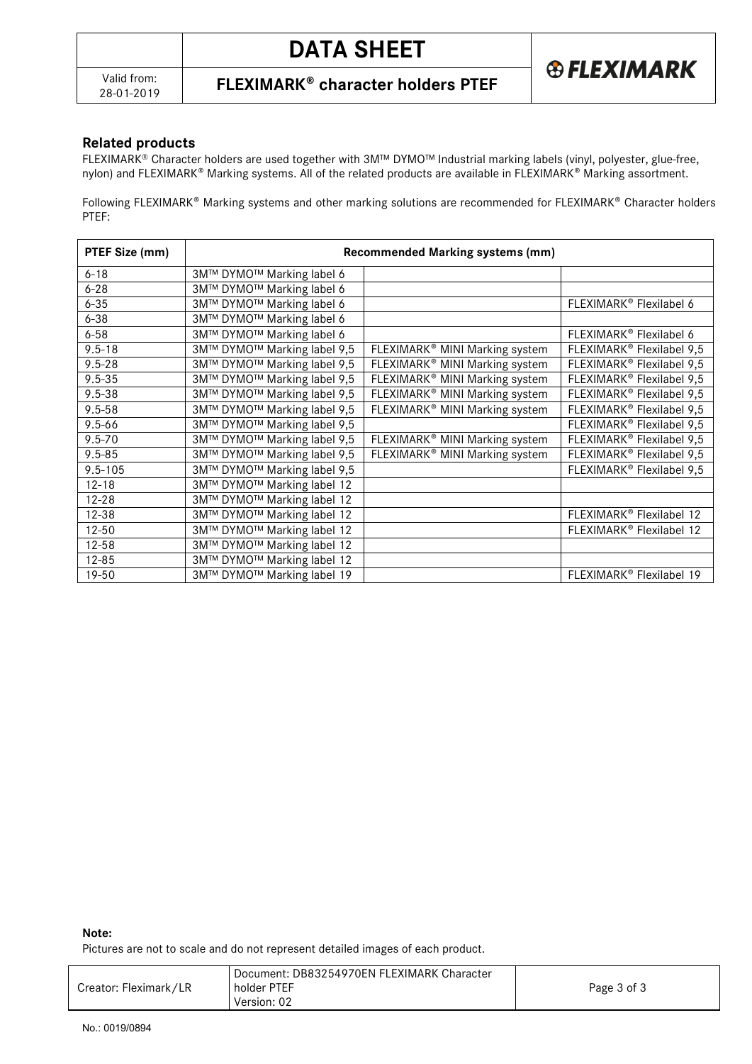## Related products

FLEXIMARK® Character holders are used together with 3M™ DYMO™ Industrial marking labels (vinyl, polyester, glue-free, nylon) and FLEXIMARK® Marking systems. All of the related products are available in FLEXIMARK® Marking assortment.

Following FLEXIMARK® Marking systems and other marking solutions are recommended for FLEXIMARK® Character holders PTEF:

| PTEF Size (mm) | Recommended Marking systems (mm) | | |
|---|---|---|---|
| 6-18 | 3M™ DYMO™ Marking label 6 | | |
| 6-28 | 3M™ DYMO™ Marking label 6 | | |
| 6-35 | 3M™ DYMO™ Marking label 6 | | FLEXIMARK® Flexilabel 6 |
| 6-38 | 3M™ DYMO™ Marking label 6 | | |
| 6-58 | 3M™ DYMO™ Marking label 6 | | FLEXIMARK® Flexilabel 6 |
| 9.5-18 | 3M™ DYMO™ Marking label 9,5 | FLEXIMARK® MINI Marking system | FLEXIMARK® Flexilabel 9,5 |
| 9.5-28 | 3M™ DYMO™ Marking label 9,5 | FLEXIMARK® MINI Marking system | FLEXIMARK® Flexilabel 9,5 |
| 9.5-35 | 3M™ DYMO™ Marking label 9,5 | FLEXIMARK® MINI Marking system | FLEXIMARK® Flexilabel 9,5 |
| 9.5-38 | 3M™ DYMO™ Marking label 9,5 | FLEXIMARK® MINI Marking system | FLEXIMARK® Flexilabel 9,5 |
| 9.5-58 | 3M™ DYMO™ Marking label 9,5 | FLEXIMARK® MINI Marking system | FLEXIMARK® Flexilabel 9,5 |
| 9.5-66 | 3M™ DYMO™ Marking label 9,5 | | FLEXIMARK® Flexilabel 9,5 |
| 9.5-70 | 3M™ DYMO™ Marking label 9,5 | FLEXIMARK® MINI Marking system | FLEXIMARK® Flexilabel 9,5 |
| 9.5-85 | 3M™ DYMO™ Marking label 9,5 | FLEXIMARK® MINI Marking system | FLEXIMARK® Flexilabel 9,5 |
| 9.5-105 | 3M™ DYMO™ Marking label 9,5 | | FLEXIMARK® Flexilabel 9,5 |
| 12-18 | 3M™ DYMO™ Marking label 12 | | |
| 12-28 | 3M™ DYMO™ Marking label 12 | | |
| 12-38 | 3M™ DYMO™ Marking label 12 | | FLEXIMARK® Flexilabel 12 |
| 12-50 | 3M™ DYMO™ Marking label 12 | | FLEXIMARK® Flexilabel 12 |
| 12-58 | 3M™ DYMO™ Marking label 12 | | |
| 12-85 | 3M™ DYMO™ Marking label 12 | | |
| 19-50 | 3M™ DYMO™ Marking label 19 | | FLEXIMARK® Flexilabel 19 |

**Note:**

Pictures are not to scale and do not represent detailed images of each product.